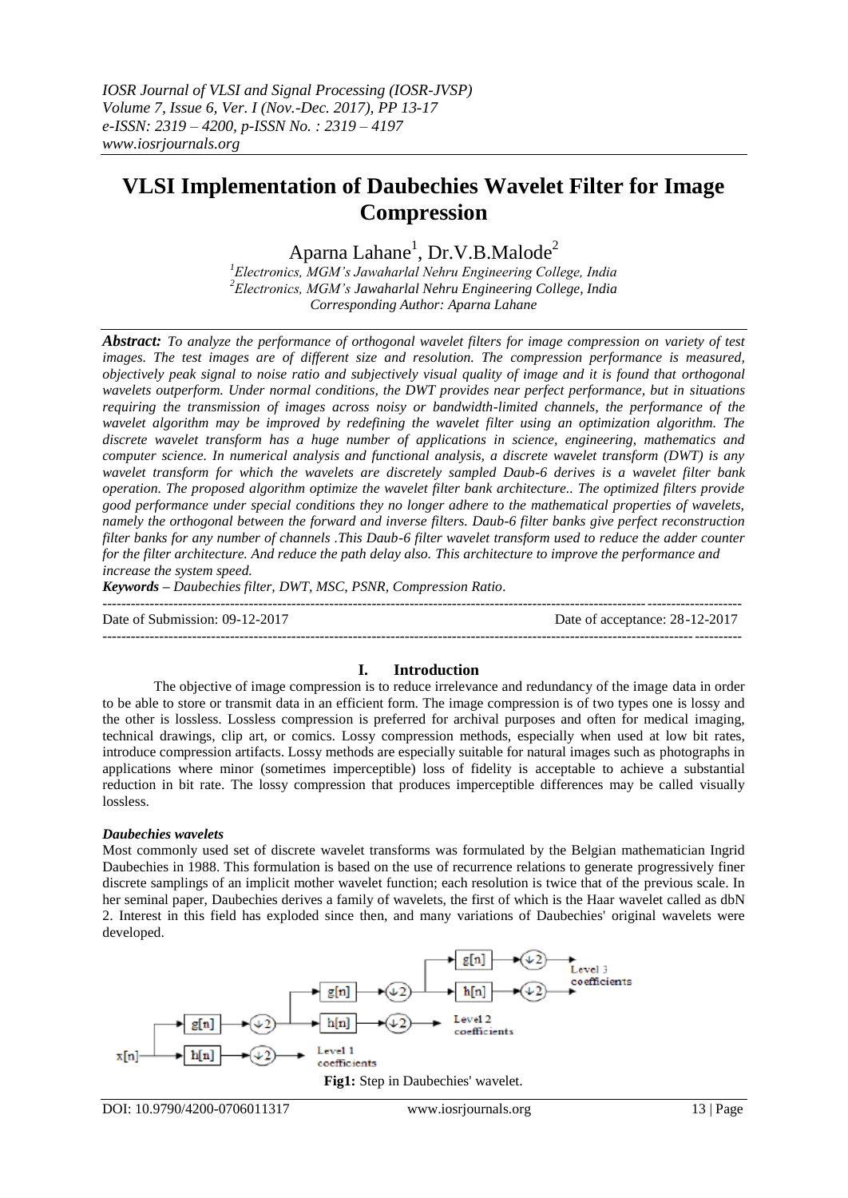# VLSI Implementation of Daubechies Wavelet Filter for Image Compression

Aparna Lahane[1], Dr.V.B.Malode[2]

[1]Electronics, MGM's Jawaharlal Nehru Engineering College, India
[2]Electronics, MGM's Jawaharlal Nehru Engineering College, India
Corresponding Author: Aparna Lahane

***Abstract:*** *To analyze the performance of orthogonal wavelet filters for image compression on variety of test images. The test images are of different size and resolution. The compression performance is measured, objectively peak signal to noise ratio and subjectively visual quality of image and it is found that orthogonal wavelets outperform. Under normal conditions, the DWT provides near perfect performance, but in situations requiring the transmission of images across noisy or bandwidth-limited channels, the performance of the wavelet algorithm may be improved by redefining the wavelet filter using an optimization algorithm. The discrete wavelet transform has a huge number of applications in science, engineering, mathematics and computer science. In numerical analysis and functional analysis, a discrete wavelet transform (DWT) is any wavelet transform for which the wavelets are discretely sampled Daub-6 derives is a wavelet filter bank operation. The proposed algorithm optimize the wavelet filter bank architecture.. The optimized filters provide good performance under special conditions they no longer adhere to the mathematical properties of wavelets, namely the orthogonal between the forward and inverse filters. Daub-6 filter banks give perfect reconstruction filter banks for any number of channels .This Daub-6 filter wavelet transform used to reduce the adder counter for the filter architecture. And reduce the path delay also. This architecture to improve the performance and increase the system speed.*

***Keywords*** *– Daubechies filter, DWT, MSC, PSNR, Compression Ratio.*

Date of Submission: 09-12-2017 Date of acceptance: 28-12-2017

## I. Introduction

The objective of image compression is to reduce irrelevance and redundancy of the image data in order to be able to store or transmit data in an efficient form. The image compression is of two types one is lossy and the other is lossless. Lossless compression is preferred for archival purposes and often for medical imaging, technical drawings, clip art, or comics. Lossy compression methods, especially when used at low bit rates, introduce compression artifacts. Lossy methods are especially suitable for natural images such as photographs in applications where minor (sometimes imperceptible) loss of fidelity is acceptable to achieve a substantial reduction in bit rate. The lossy compression that produces imperceptible differences may be called visually lossless.

### *Daubechies wavelets*

Most commonly used set of discrete wavelet transforms was formulated by the Belgian mathematician Ingrid Daubechies in 1988. This formulation is based on the use of recurrence relations to generate progressively finer discrete samplings of an implicit mother wavelet function; each resolution is twice that of the previous scale. In her seminal paper, Daubechies derives a family of wavelets, the first of which is the Haar wavelet called as dbN 2. Interest in this field has exploded since then, and many variations of Daubechies' original wavelets were developed.

**Fig1:** Step in Daubechies' wavelet.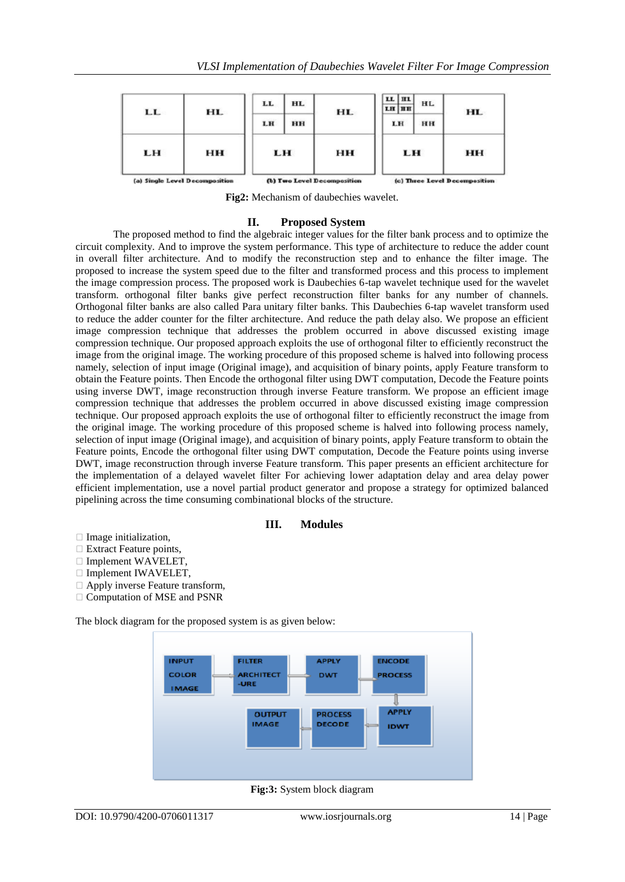Fig2: Mechanism of daubechies wavelet.

## II. Proposed System

The proposed method to find the algebraic integer values for the filter bank process and to optimize the circuit complexity. And to improve the system performance. This type of architecture to reduce the adder count in overall filter architecture. And to modify the reconstruction step and to enhance the filter image. The proposed to increase the system speed due to the filter and transformed process and this process to implement the image compression process. The proposed work is Daubechies 6-tap wavelet technique used for the wavelet transform. orthogonal filter banks give perfect reconstruction filter banks for any number of channels. Orthogonal filter banks are also called Para unitary filter banks. This Daubechies 6-tap wavelet transform used to reduce the adder counter for the filter architecture. And reduce the path delay also. We propose an efficient image compression technique that addresses the problem occurred in above discussed existing image compression technique. Our proposed approach exploits the use of orthogonal filter to efficiently reconstruct the image from the original image. The working procedure of this proposed scheme is halved into following process namely, selection of input image (Original image), and acquisition of binary points, apply Feature transform to obtain the Feature points. Then Encode the orthogonal filter using DWT computation, Decode the Feature points using inverse DWT, image reconstruction through inverse Feature transform. We propose an efficient image compression technique that addresses the problem occurred in above discussed existing image compression technique. Our proposed approach exploits the use of orthogonal filter to efficiently reconstruct the image from the original image. The working procedure of this proposed scheme is halved into following process namely, selection of input image (Original image), and acquisition of binary points, apply Feature transform to obtain the Feature points, Encode the orthogonal filter using DWT computation, Decode the Feature points using inverse DWT, image reconstruction through inverse Feature transform. This paper presents an efficient architecture for the implementation of a delayed wavelet filter For achieving lower adaptation delay and area delay power efficient implementation, use a novel partial product generator and propose a strategy for optimized balanced pipelining across the time consuming combinational blocks of the structure.

## III. Modules

- Image initialization,
- Extract Feature points,
- Implement WAVELET,
- Implement IWAVELET,
- Apply inverse Feature transform,
- Computation of MSE and PSNR

The block diagram for the proposed system is as given below:

Fig:3: System block diagram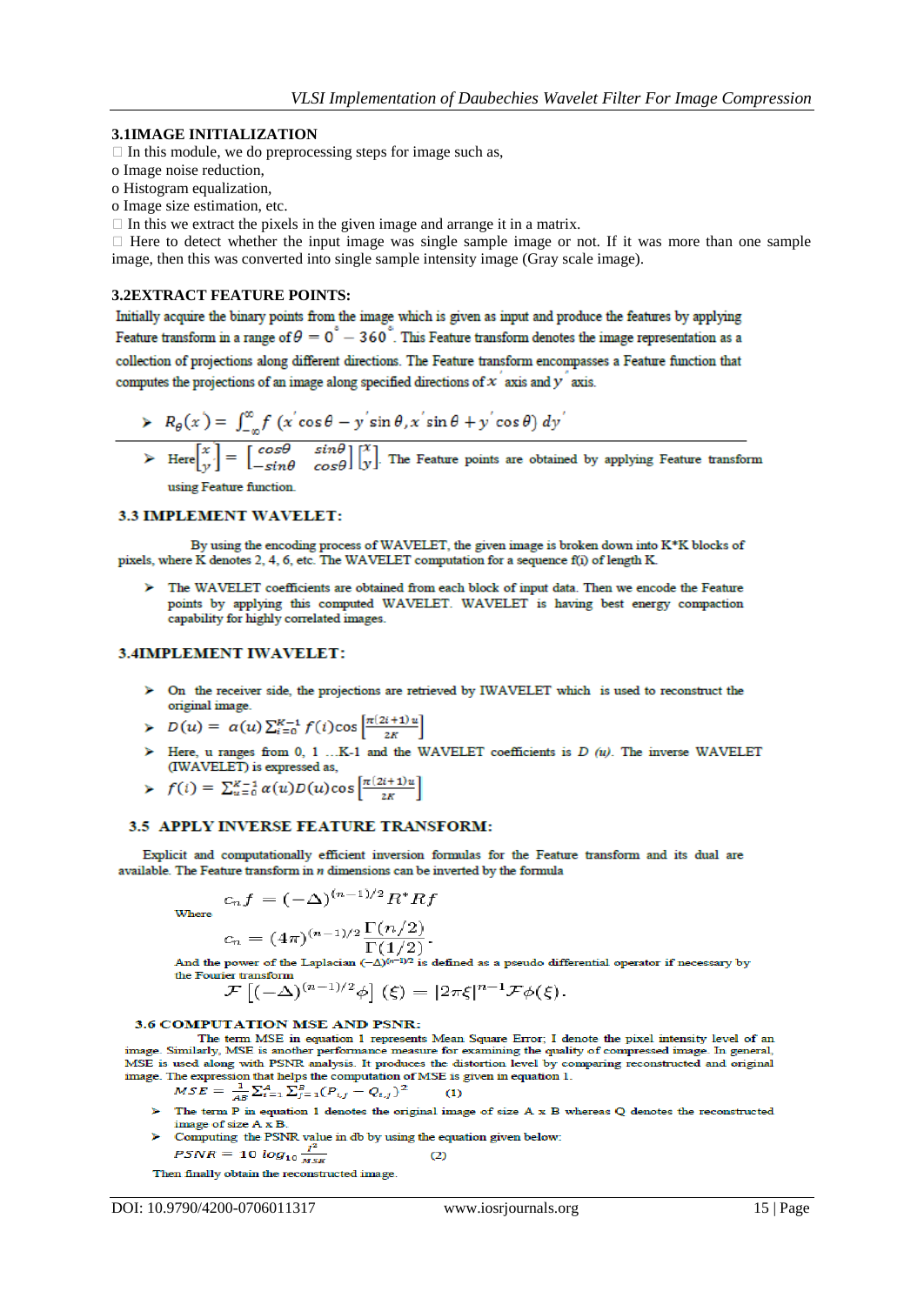### 3.1IMAGE INITIALIZATION

- In this module, we do preprocessing steps for image such as,
  - o Image noise reduction,
  - o Histogram equalization,
  - o Image size estimation, etc.
- In this we extract the pixels in the given image and arrange it in a matrix.
- Here to detect whether the input image was single sample image or not. If it was more than one sample image, then this was converted into single sample intensity image (Gray scale image).

### 3.2EXTRACT FEATURE POINTS:

Initially acquire the binary points from the image which is given as input and produce the features by applying Feature transform in a range of $\theta = 0^{\circ} - 360^{\circ}$. This Feature transform denotes the image representation as a collection of projections along different directions. The Feature transform encompasses a Feature function that computes the projections of an image along specified directions of $x'$ axis and $y'$ axis.

- $R_\theta(x') = \int_{-\infty}^{\infty} f\,(x'\cos\theta - y'\sin\theta, x'\sin\theta + y'\cos\theta)\,dy'$
- Here $\begin{bmatrix} x' \\ y' \end{bmatrix} = \begin{bmatrix} \cos\theta & \sin\theta \\ -\sin\theta & \cos\theta \end{bmatrix} \begin{bmatrix} x \\ y \end{bmatrix}$. The Feature points are obtained by applying Feature transform using Feature function.

### 3.3 IMPLEMENT WAVELET:

By using the encoding process of WAVELET, the given image is broken down into K*K blocks of pixels, where K denotes 2, 4, 6, etc. The WAVELET computation for a sequence f(i) of length K.

- The WAVELET coefficients are obtained from each block of input data. Then we encode the Feature points by applying this computed WAVELET. WAVELET is having best energy compaction capability for highly correlated images.

### 3.4IMPLEMENT IWAVELET:

- On the receiver side, the projections are retrieved by IWAVELET which is used to reconstruct the original image.
- $D(u) = \alpha(u)\sum_{i=0}^{K-1} f(i)\cos\left[\frac{\pi(2i+1)u}{2K}\right]$
- Here, u ranges from 0, 1 …K-1 and the WAVELET coefficients is $D\ (u)$. The inverse WAVELET (IWAVELET) is expressed as,
- $f(i) = \sum_{u=0}^{K-1} \alpha(u)D(u)\cos\left[\frac{\pi(2i+1)u}{2K}\right]$

### 3.5 APPLY INVERSE FEATURE TRANSFORM:

Explicit and computationally efficient inversion formulas for the Feature transform and its dual are available. The Feature transform in $n$ dimensions can be inverted by the formula

$$c_n f = (-\Delta)^{(n-1)/2} R^* R f$$

Where

$$c_n = (4\pi)^{(n-1)/2}\frac{\Gamma(n/2)}{\Gamma(1/2)}.$$

And the power of the Laplacian $(-\Delta)^{(n-1)/2}$ is defined as a pseudo differential operator if necessary by the Fourier transform

$$\mathcal{F}\left[(-\Delta)^{(n-1)/2}\phi\right](\xi) = |2\pi\xi|^{n-1}\mathcal{F}\phi(\xi).$$

### 3.6 COMPUTATION MSE AND PSNR:

The term MSE in equation 1 represents Mean Square Error; I denote the pixel intensity level of an image. Similarly, MSE is another performance measure for examining the quality of compressed image. In general, MSE is used along with PSNR analysis. It produces the distortion level by comparing reconstructed and original image. The expression that helps the computation of MSE is given in equation 1.

$$MSE = \frac{1}{AB}\sum_{i=1}^{A}\sum_{j=1}^{B}(P_{i,j} - Q_{i,j})^2 \qquad (1)$$

- The term P in equation 1 denotes the original image of size A x B whereas Q denotes the reconstructed image of size A x B.
- Computing the PSNR value in db by using the equation given below:

$$PSNR = 10\,log_{10}\frac{I^2}{MSE} \qquad (2)$$

Then finally obtain the reconstructed image.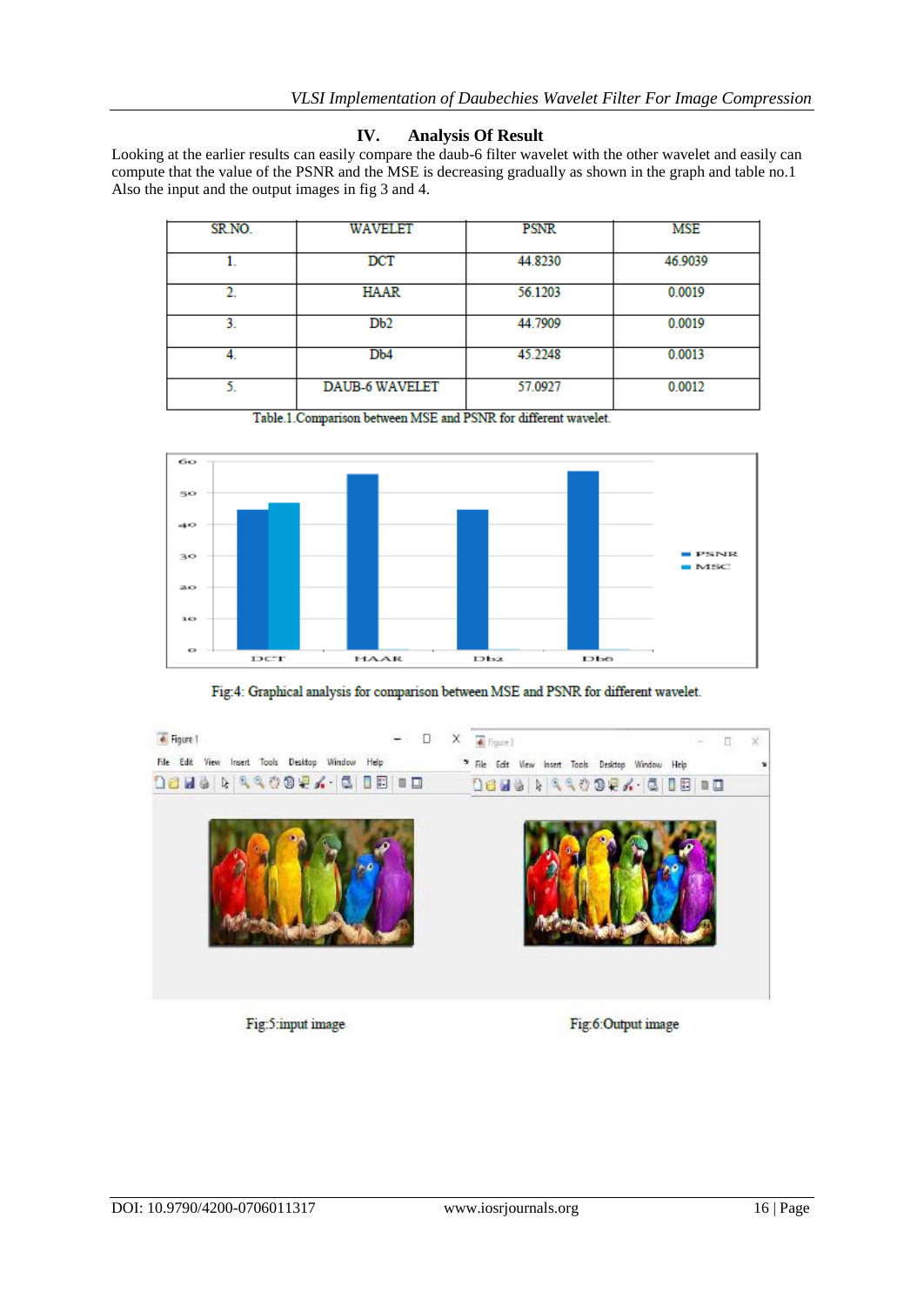## IV. Analysis Of Result

Looking at the earlier results can easily compare the daub-6 filter wavelet with the other wavelet and easily can compute that the value of the PSNR and the MSE is decreasing gradually as shown in the graph and table no.1 Also the input and the output images in fig 3 and 4.

| SR.NO. | WAVELET | PSNR | MSE |
|---|---|---|---|
| 1. | DCT | 44.8230 | 46.9039 |
| 2. | HAAR | 56.1203 | 0.0019 |
| 3. | Db2 | 44.7909 | 0.0019 |
| 4. | Db4 | 45.2248 | 0.0013 |
| 5. | DAUB-6 WAVELET | 57.0927 | 0.0012 |

Table.1.Comparison between MSE and PSNR for different wavelet.

Fig:4: Graphical analysis for comparison between MSE and PSNR for different wavelet.

Fig:5:input image

Fig:6:Output image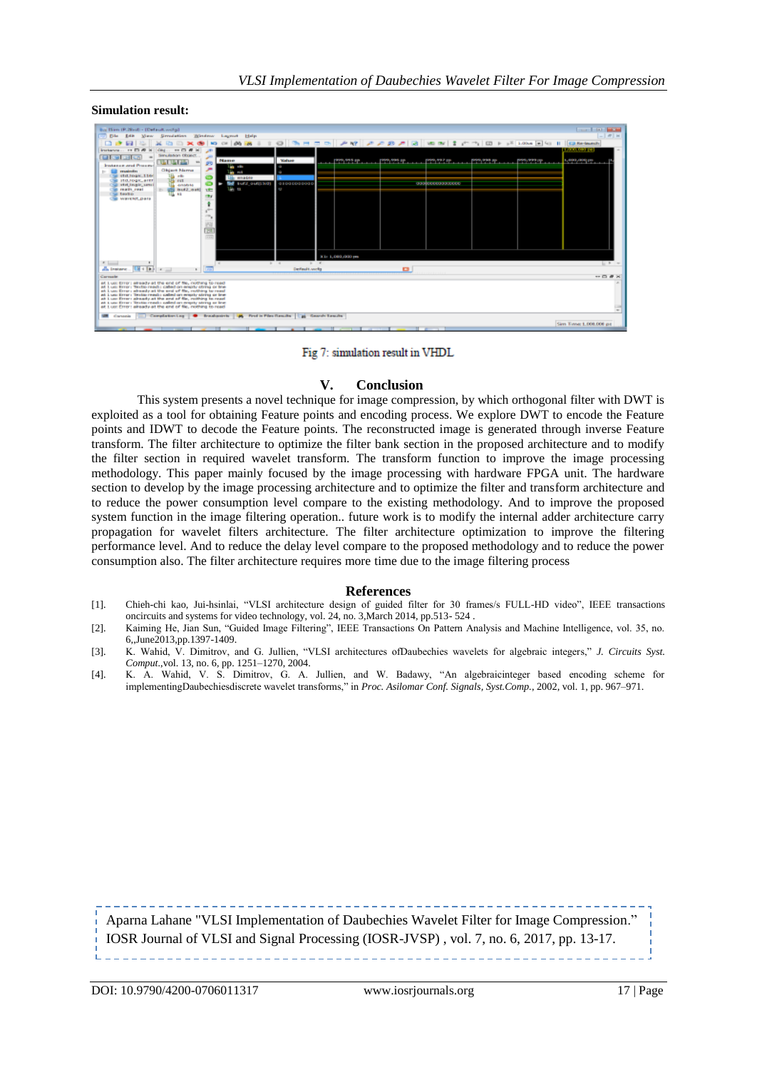**Simulation result:**

Fig 7: simulation result in VHDL

## V. Conclusion

This system presents a novel technique for image compression, by which orthogonal filter with DWT is exploited as a tool for obtaining Feature points and encoding process. We explore DWT to encode the Feature points and IDWT to decode the Feature points. The reconstructed image is generated through inverse Feature transform. The filter architecture to optimize the filter bank section in the proposed architecture and to modify the filter section in required wavelet transform. The transform function to improve the image processing methodology. This paper mainly focused by the image processing with hardware FPGA unit. The hardware section to develop by the image processing architecture and to optimize the filter and transform architecture and to reduce the power consumption level compare to the existing methodology. And to improve the proposed system function in the image filtering operation.. future work is to modify the internal adder architecture carry propagation for wavelet filters architecture. The filter architecture optimization to improve the filtering performance level. And to reduce the delay level compare to the proposed methodology and to reduce the power consumption also. The filter architecture requires more time due to the image filtering process

## References

[1]. Chieh-chi kao, Jui-hsinlai, "VLSI architecture design of guided filter for 30 frames/s FULL-HD video", IEEE transactions oncircuits and systems for video technology, vol. 24, no. 3,March 2014, pp.513- 524 .

[2]. Kaiming He, Jian Sun, "Guided Image Filtering", IEEE Transactions On Pattern Analysis and Machine Intelligence, vol. 35, no. 6,,June2013,pp.1397-1409.

[3]. K. Wahid, V. Dimitrov, and G. Jullien, "VLSI architectures ofDaubechies wavelets for algebraic integers," *J. Circuits Syst. Comput.*,vol. 13, no. 6, pp. 1251–1270, 2004.

[4]. K. A. Wahid, V. S. Dimitrov, G. A. Jullien, and W. Badawy, "An algebraicinteger based encoding scheme for implementingDaubechiesdiscrete wavelet transforms," in *Proc. Asilomar Conf. Signals, Syst.Comp.*, 2002, vol. 1, pp. 967–971.

Aparna Lahane "VLSI Implementation of Daubechies Wavelet Filter for Image Compression." IOSR Journal of VLSI and Signal Processing (IOSR-JVSP) , vol. 7, no. 6, 2017, pp. 13-17.